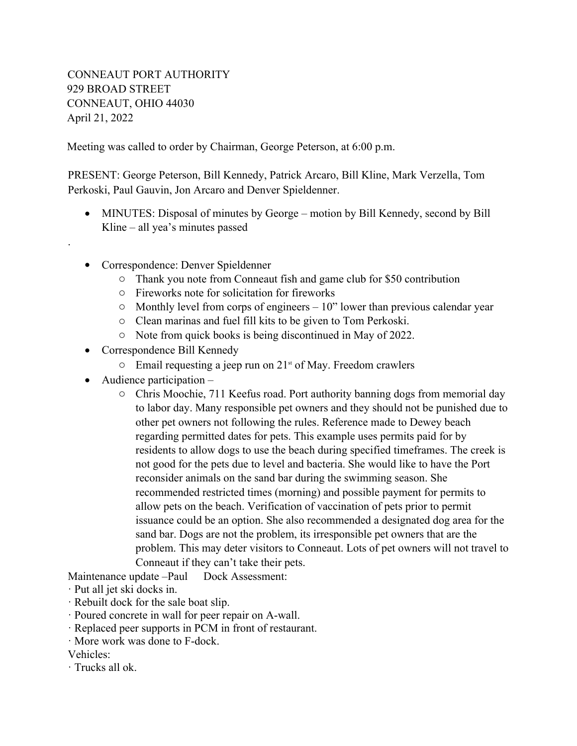CONNEAUT PORT AUTHORITY
929 BROAD STREET
CONNEAUT, OHIO 44030
April 21, 2022

Meeting was called to order by Chairman, George Peterson, at 6:00 p.m.

PRESENT: George Peterson, Bill Kennedy, Patrick Arcaro, Bill Kline, Mark Verzella, Tom Perkoski, Paul Gauvin, Jon Arcaro and Denver Spieldenner.

- MINUTES: Disposal of minutes by George – motion by Bill Kennedy, second by Bill Kline – all yea's minutes passed

.

- Correspondence: Denver Spieldenner
  - Thank you note from Conneaut fish and game club for $50 contribution
  - Fireworks note for solicitation for fireworks
  - Monthly level from corps of engineers – 10" lower than previous calendar year
  - Clean marinas and fuel fill kits to be given to Tom Perkoski.
  - Note from quick books is being discontinued in May of 2022.
- Correspondence Bill Kennedy
  - Email requesting a jeep run on 21st of May. Freedom crawlers
- Audience participation –
  - Chris Moochie, 711 Keefus road. Port authority banning dogs from memorial day to labor day. Many responsible pet owners and they should not be punished due to other pet owners not following the rules. Reference made to Dewey beach regarding permitted dates for pets. This example uses permits paid for by residents to allow dogs to use the beach during specified timeframes. The creek is not good for the pets due to level and bacteria. She would like to have the Port reconsider animals on the sand bar during the swimming season. She recommended restricted times (morning) and possible payment for permits to allow pets on the beach. Verification of vaccination of pets prior to permit issuance could be an option. She also recommended a designated dog area for the sand bar. Dogs are not the problem, its irresponsible pet owners that are the problem. This may deter visitors to Conneaut. Lots of pet owners will not travel to Conneaut if they can't take their pets.

Maintenance update –Paul Dock Assessment:

· Put all jet ski docks in.
· Rebuilt dock for the sale boat slip.
· Poured concrete in wall for peer repair on A-wall.
· Replaced peer supports in PCM in front of restaurant.
· More work was done to F-dock.

Vehicles:

· Trucks all ok.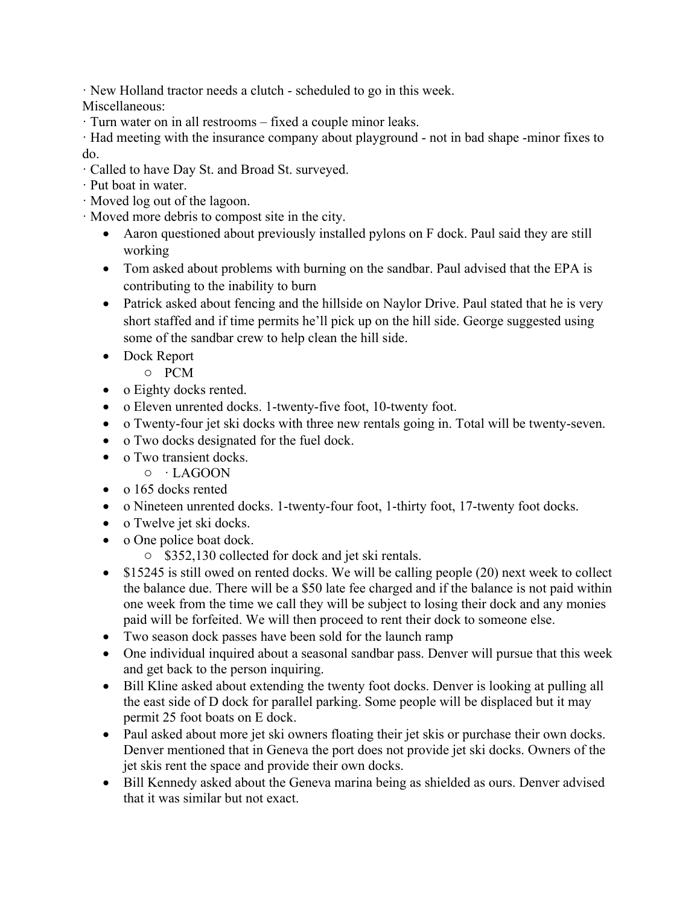· New Holland tractor needs a clutch - scheduled to go in this week.

Miscellaneous:

· Turn water on in all restrooms – fixed a couple minor leaks.

· Had meeting with the insurance company about playground - not in bad shape -minor fixes to do.

· Called to have Day St. and Broad St. surveyed.

· Put boat in water.

· Moved log out of the lagoon.

· Moved more debris to compost site in the city.

- Aaron questioned about previously installed pylons on F dock. Paul said they are still working
- Tom asked about problems with burning on the sandbar. Paul advised that the EPA is contributing to the inability to burn
- Patrick asked about fencing and the hillside on Naylor Drive. Paul stated that he is very short staffed and if time permits he'll pick up on the hill side. George suggested using some of the sandbar crew to help clean the hill side.
- Dock Report
  - PCM
- o Eighty docks rented.
- o Eleven unrented docks. 1-twenty-five foot, 10-twenty foot.
- o Twenty-four jet ski docks with three new rentals going in. Total will be twenty-seven.
- o Two docks designated for the fuel dock.
- o Two transient docks.
  - · LAGOON
- o 165 docks rented
- o Nineteen unrented docks. 1-twenty-four foot, 1-thirty foot, 17-twenty foot docks.
- o Twelve jet ski docks.
- o One police boat dock.
  - $352,130 collected for dock and jet ski rentals.
- $15245 is still owed on rented docks. We will be calling people (20) next week to collect the balance due. There will be a $50 late fee charged and if the balance is not paid within one week from the time we call they will be subject to losing their dock and any monies paid will be forfeited. We will then proceed to rent their dock to someone else.
- Two season dock passes have been sold for the launch ramp
- One individual inquired about a seasonal sandbar pass. Denver will pursue that this week and get back to the person inquiring.
- Bill Kline asked about extending the twenty foot docks. Denver is looking at pulling all the east side of D dock for parallel parking. Some people will be displaced but it may permit 25 foot boats on E dock.
- Paul asked about more jet ski owners floating their jet skis or purchase their own docks. Denver mentioned that in Geneva the port does not provide jet ski docks. Owners of the jet skis rent the space and provide their own docks.
- Bill Kennedy asked about the Geneva marina being as shielded as ours. Denver advised that it was similar but not exact.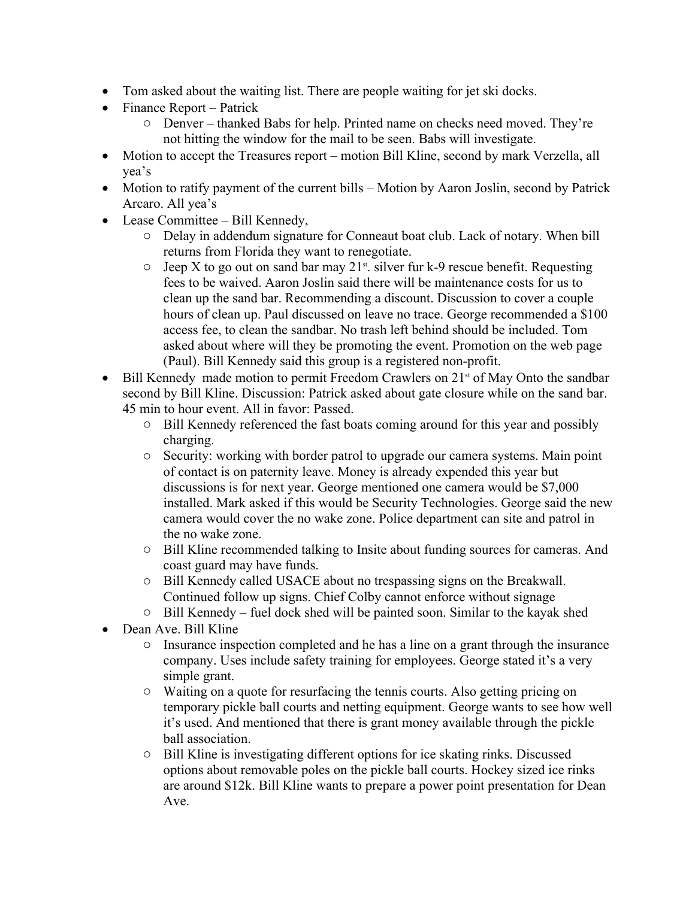- Tom asked about the waiting list. There are people waiting for jet ski docks.
- Finance Report – Patrick
  - Denver – thanked Babs for help. Printed name on checks need moved. They're not hitting the window for the mail to be seen. Babs will investigate.
- Motion to accept the Treasures report – motion Bill Kline, second by mark Verzella, all yea's
- Motion to ratify payment of the current bills – Motion by Aaron Joslin, second by Patrick Arcaro. All yea's
- Lease Committee – Bill Kennedy,
  - Delay in addendum signature for Conneaut boat club. Lack of notary. When bill returns from Florida they want to renegotiate.
  - Jeep X to go out on sand bar may 21st. silver fur k-9 rescue benefit. Requesting fees to be waived. Aaron Joslin said there will be maintenance costs for us to clean up the sand bar. Recommending a discount. Discussion to cover a couple hours of clean up. Paul discussed on leave no trace. George recommended a $100 access fee, to clean the sandbar. No trash left behind should be included. Tom asked about where will they be promoting the event. Promotion on the web page (Paul). Bill Kennedy said this group is a registered non-profit.
- Bill Kennedy made motion to permit Freedom Crawlers on 21st of May Onto the sandbar second by Bill Kline. Discussion: Patrick asked about gate closure while on the sand bar. 45 min to hour event. All in favor: Passed.
  - Bill Kennedy referenced the fast boats coming around for this year and possibly charging.
  - Security: working with border patrol to upgrade our camera systems. Main point of contact is on paternity leave. Money is already expended this year but discussions is for next year. George mentioned one camera would be $7,000 installed. Mark asked if this would be Security Technologies. George said the new camera would cover the no wake zone. Police department can site and patrol in the no wake zone.
  - Bill Kline recommended talking to Insite about funding sources for cameras. And coast guard may have funds.
  - Bill Kennedy called USACE about no trespassing signs on the Breakwall. Continued follow up signs. Chief Colby cannot enforce without signage
  - Bill Kennedy – fuel dock shed will be painted soon. Similar to the kayak shed
- Dean Ave. Bill Kline
  - Insurance inspection completed and he has a line on a grant through the insurance company. Uses include safety training for employees. George stated it's a very simple grant.
  - Waiting on a quote for resurfacing the tennis courts. Also getting pricing on temporary pickle ball courts and netting equipment. George wants to see how well it's used. And mentioned that there is grant money available through the pickle ball association.
  - Bill Kline is investigating different options for ice skating rinks. Discussed options about removable poles on the pickle ball courts. Hockey sized ice rinks are around $12k. Bill Kline wants to prepare a power point presentation for Dean Ave.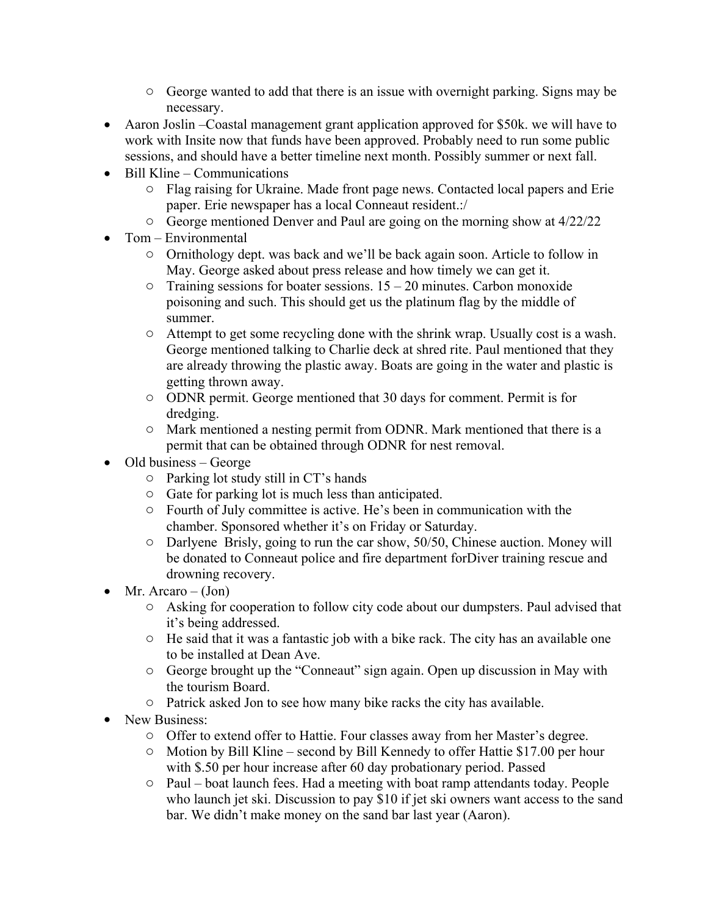- George wanted to add that there is an issue with overnight parking. Signs may be necessary.
- Aaron Joslin –Coastal management grant application approved for $50k. we will have to work with Insite now that funds have been approved. Probably need to run some public sessions, and should have a better timeline next month. Possibly summer or next fall.
- Bill Kline – Communications
    - Flag raising for Ukraine. Made front page news. Contacted local papers and Erie paper. Erie newspaper has a local Conneaut resident.:/
    - George mentioned Denver and Paul are going on the morning show at 4/22/22
- Tom – Environmental
    - Ornithology dept. was back and we'll be back again soon. Article to follow in May. George asked about press release and how timely we can get it.
    - Training sessions for boater sessions. 15 – 20 minutes. Carbon monoxide poisoning and such. This should get us the platinum flag by the middle of summer.
    - Attempt to get some recycling done with the shrink wrap. Usually cost is a wash. George mentioned talking to Charlie deck at shred rite. Paul mentioned that they are already throwing the plastic away. Boats are going in the water and plastic is getting thrown away.
    - ODNR permit. George mentioned that 30 days for comment. Permit is for dredging.
    - Mark mentioned a nesting permit from ODNR. Mark mentioned that there is a permit that can be obtained through ODNR for nest removal.
- Old business – George
    - Parking lot study still in CT's hands
    - Gate for parking lot is much less than anticipated.
    - Fourth of July committee is active. He's been in communication with the chamber. Sponsored whether it's on Friday or Saturday.
    - Darlyene Brisly, going to run the car show, 50/50, Chinese auction. Money will be donated to Conneaut police and fire department forDiver training rescue and drowning recovery.
- Mr. Arcaro – (Jon)
    - Asking for cooperation to follow city code about our dumpsters. Paul advised that it's being addressed.
    - He said that it was a fantastic job with a bike rack. The city has an available one to be installed at Dean Ave.
    - George brought up the "Conneaut" sign again. Open up discussion in May with the tourism Board.
    - Patrick asked Jon to see how many bike racks the city has available.
- New Business:
    - Offer to extend offer to Hattie. Four classes away from her Master's degree.
    - Motion by Bill Kline – second by Bill Kennedy to offer Hattie $17.00 per hour with $.50 per hour increase after 60 day probationary period. Passed
    - Paul – boat launch fees. Had a meeting with boat ramp attendants today. People who launch jet ski. Discussion to pay $10 if jet ski owners want access to the sand bar. We didn't make money on the sand bar last year (Aaron).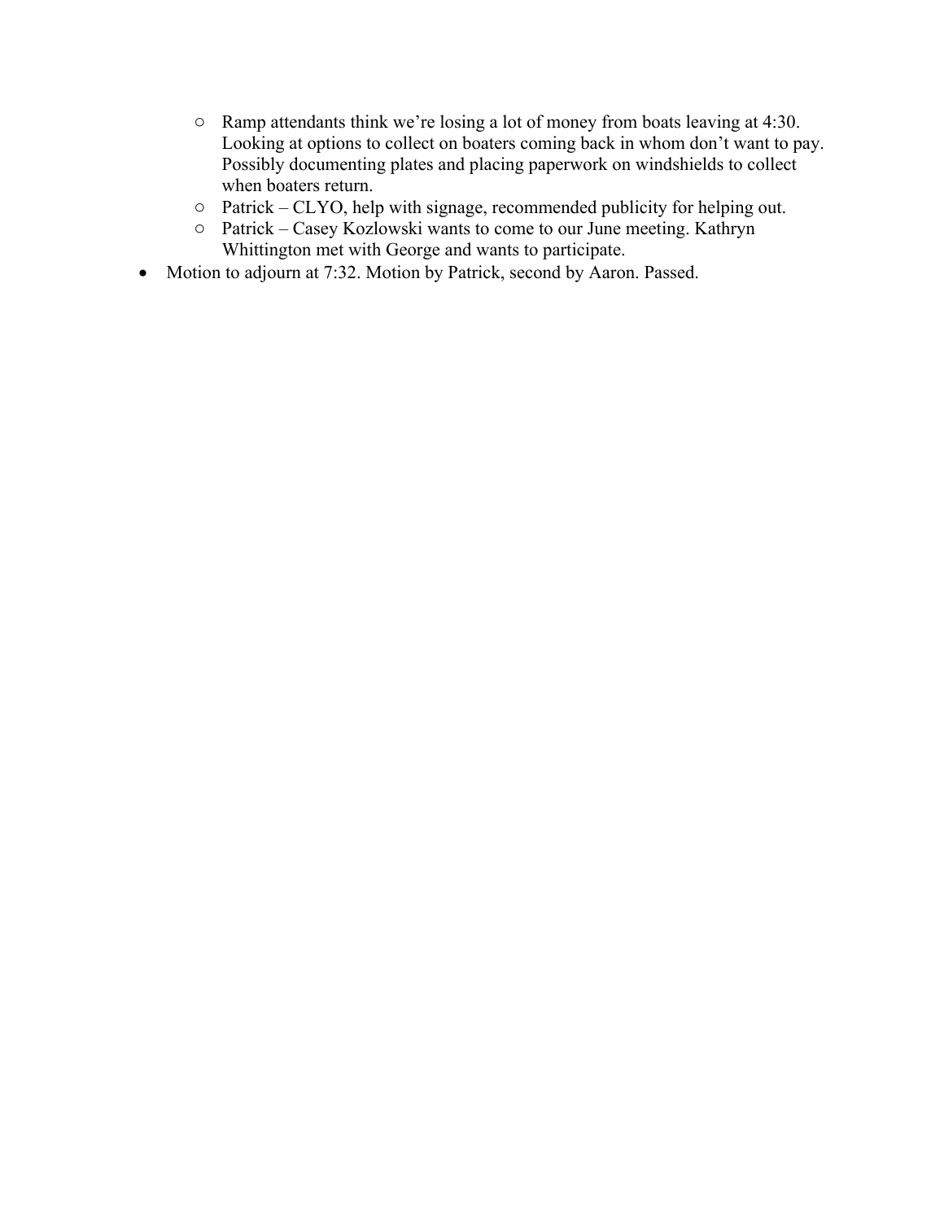- Ramp attendants think we're losing a lot of money from boats leaving at 4:30. Looking at options to collect on boaters coming back in whom don't want to pay. Possibly documenting plates and placing paperwork on windshields to collect when boaters return.
    - Patrick – CLYO, help with signage, recommended publicity for helping out.
    - Patrick – Casey Kozlowski wants to come to our June meeting. Kathryn Whittington met with George and wants to participate.
- Motion to adjourn at 7:32. Motion by Patrick, second by Aaron. Passed.